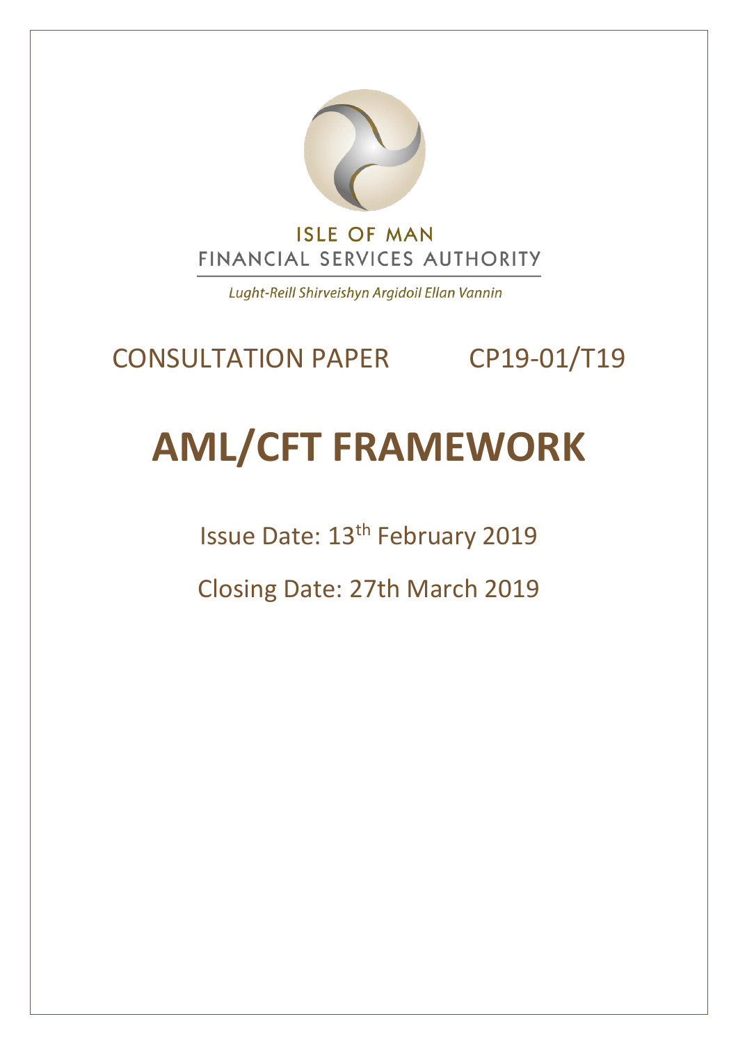ISLE OF MAN
FINANCIAL SERVICES AUTHORITY

*Lught-Reill Shirveishyn Argidoil Ellan Vannin*

CONSULTATION PAPER CP19-01/T19

# AML/CFT FRAMEWORK

Issue Date: 13th February 2019

Closing Date: 27th March 2019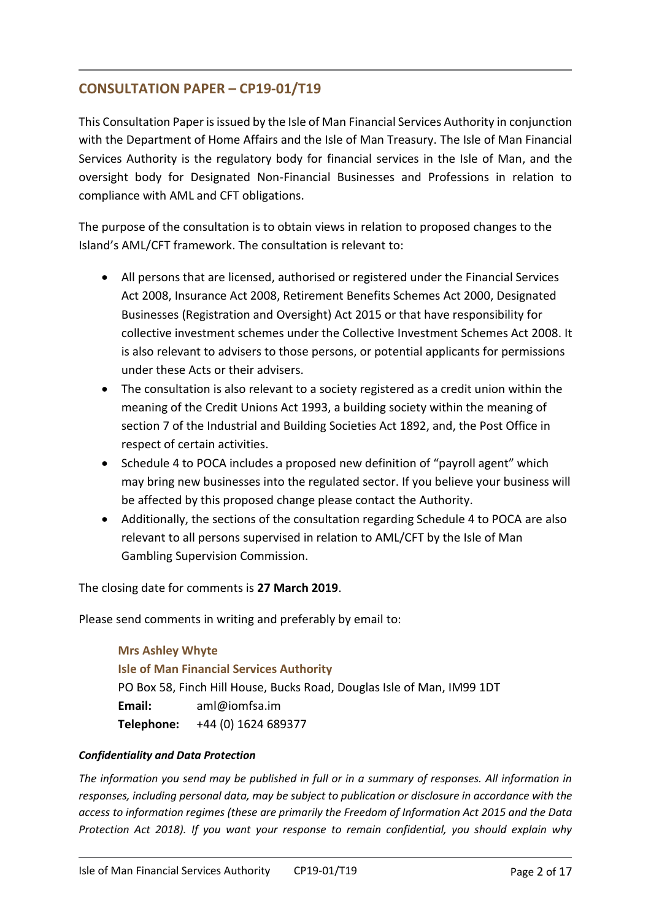## CONSULTATION PAPER – CP19-01/T19

This Consultation Paper is issued by the Isle of Man Financial Services Authority in conjunction with the Department of Home Affairs and the Isle of Man Treasury. The Isle of Man Financial Services Authority is the regulatory body for financial services in the Isle of Man, and the oversight body for Designated Non-Financial Businesses and Professions in relation to compliance with AML and CFT obligations.

The purpose of the consultation is to obtain views in relation to proposed changes to the Island's AML/CFT framework. The consultation is relevant to:

- All persons that are licensed, authorised or registered under the Financial Services Act 2008, Insurance Act 2008, Retirement Benefits Schemes Act 2000, Designated Businesses (Registration and Oversight) Act 2015 or that have responsibility for collective investment schemes under the Collective Investment Schemes Act 2008. It is also relevant to advisers to those persons, or potential applicants for permissions under these Acts or their advisers.
- The consultation is also relevant to a society registered as a credit union within the meaning of the Credit Unions Act 1993, a building society within the meaning of section 7 of the Industrial and Building Societies Act 1892, and, the Post Office in respect of certain activities.
- Schedule 4 to POCA includes a proposed new definition of "payroll agent" which may bring new businesses into the regulated sector. If you believe your business will be affected by this proposed change please contact the Authority.
- Additionally, the sections of the consultation regarding Schedule 4 to POCA are also relevant to all persons supervised in relation to AML/CFT by the Isle of Man Gambling Supervision Commission.

The closing date for comments is **27 March 2019**.

Please send comments in writing and preferably by email to:

**Mrs Ashley Whyte**
**Isle of Man Financial Services Authority**
PO Box 58, Finch Hill House, Bucks Road, Douglas Isle of Man, IM99 1DT
**Email:** aml@iomfsa.im
**Telephone:** +44 (0) 1624 689377

***Confidentiality and Data Protection***

*The information you send may be published in full or in a summary of responses. All information in responses, including personal data, may be subject to publication or disclosure in accordance with the access to information regimes (these are primarily the Freedom of Information Act 2015 and the Data Protection Act 2018). If you want your response to remain confidential, you should explain why*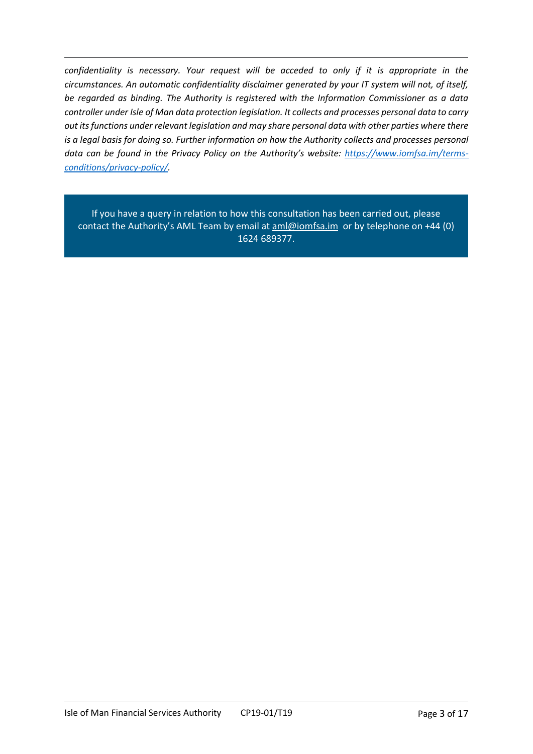*confidentiality is necessary. Your request will be acceded to only if it is appropriate in the circumstances. An automatic confidentiality disclaimer generated by your IT system will not, of itself, be regarded as binding. The Authority is registered with the Information Commissioner as a data controller under Isle of Man data protection legislation. It collects and processes personal data to carry out its functions under relevant legislation and may share personal data with other parties where there is a legal basis for doing so. Further information on how the Authority collects and processes personal data can be found in the Privacy Policy on the Authority's website: [https://www.iomfsa.im/terms-conditions/privacy-policy/](https://www.iomfsa.im/terms-conditions/privacy-policy/).*

If you have a query in relation to how this consultation has been carried out, please contact the Authority's AML Team by email at [aml@iomfsa.im](mailto:aml@iomfsa.im) or by telephone on +44 (0) 1624 689377.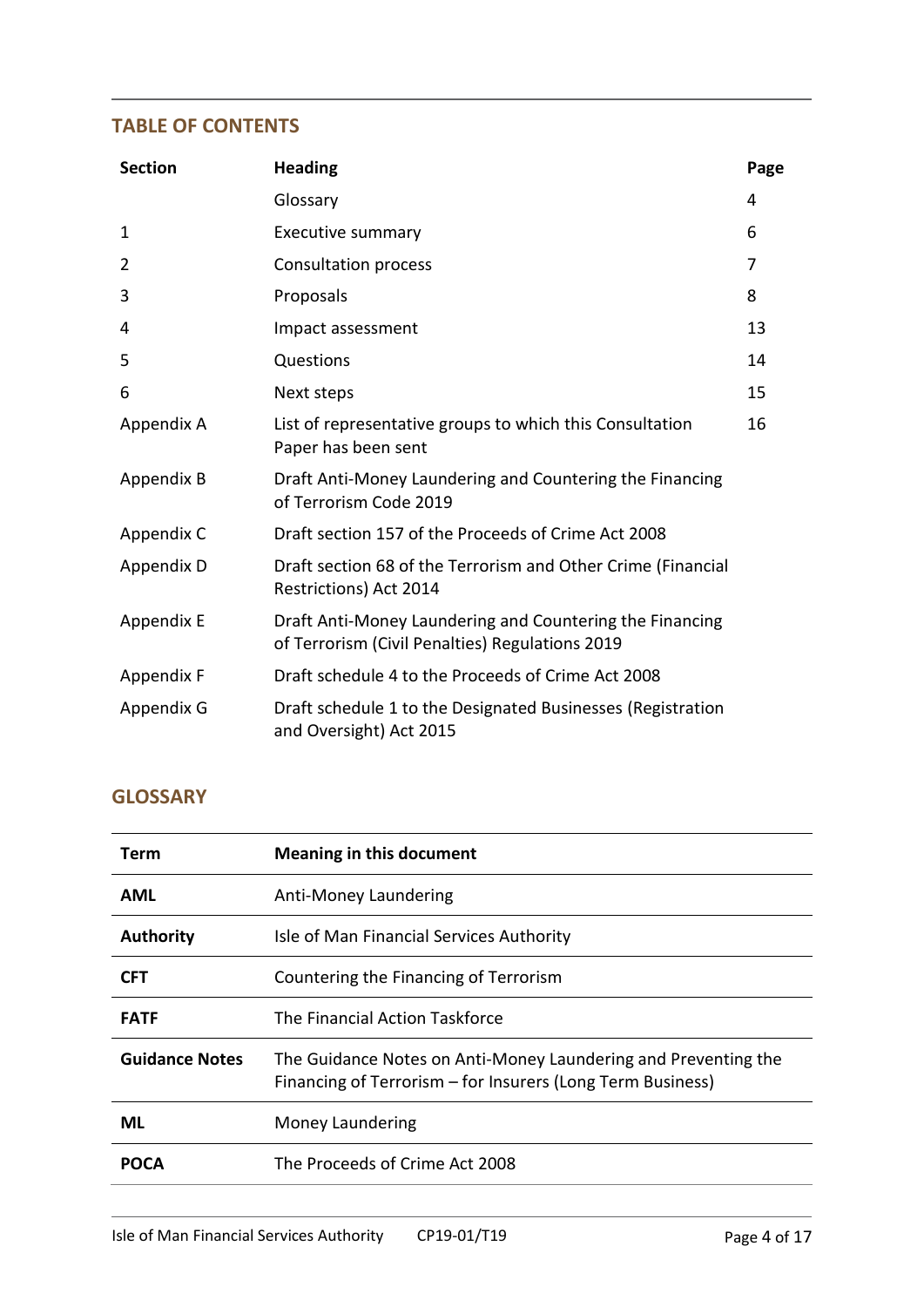## TABLE OF CONTENTS

| Section | Heading | Page |
|---|---|---|
| | Glossary | 4 |
| 1 | Executive summary | 6 |
| 2 | Consultation process | 7 |
| 3 | Proposals | 8 |
| 4 | Impact assessment | 13 |
| 5 | Questions | 14 |
| 6 | Next steps | 15 |
| Appendix A | List of representative groups to which this Consultation Paper has been sent | 16 |
| Appendix B | Draft Anti-Money Laundering and Countering the Financing of Terrorism Code 2019 | |
| Appendix C | Draft section 157 of the Proceeds of Crime Act 2008 | |
| Appendix D | Draft section 68 of the Terrorism and Other Crime (Financial Restrictions) Act 2014 | |
| Appendix E | Draft Anti-Money Laundering and Countering the Financing of Terrorism (Civil Penalties) Regulations 2019 | |
| Appendix F | Draft schedule 4 to the Proceeds of Crime Act 2008 | |
| Appendix G | Draft schedule 1 to the Designated Businesses (Registration and Oversight) Act 2015 | |

## GLOSSARY

| Term | Meaning in this document |
|---|---|
| **AML** | Anti-Money Laundering |
| **Authority** | Isle of Man Financial Services Authority |
| **CFT** | Countering the Financing of Terrorism |
| **FATF** | The Financial Action Taskforce |
| **Guidance Notes** | The Guidance Notes on Anti-Money Laundering and Preventing the Financing of Terrorism – for Insurers (Long Term Business) |
| **ML** | Money Laundering |
| **POCA** | The Proceeds of Crime Act 2008 |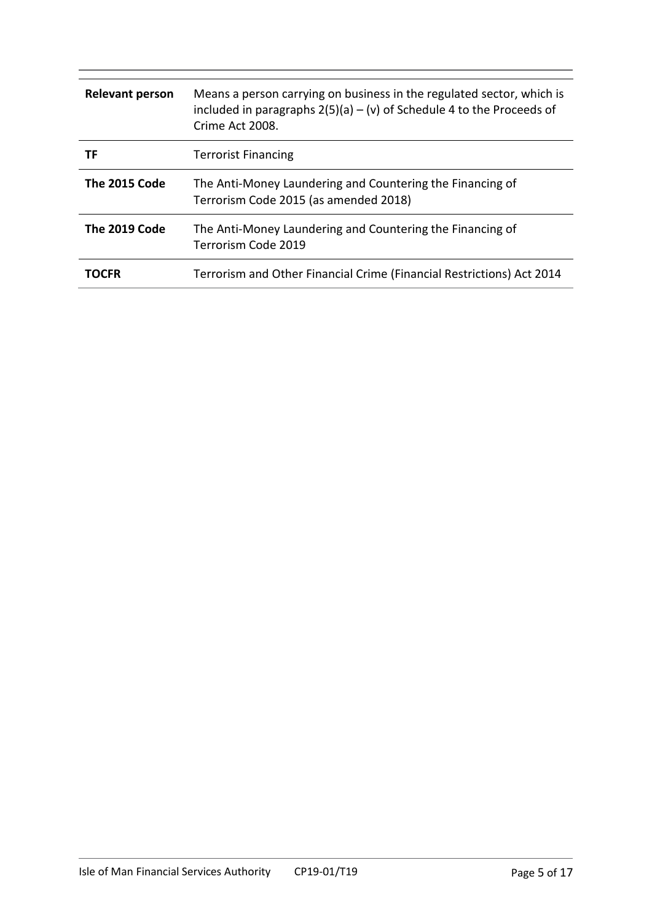| | |
|---|---|
| **Relevant person** | Means a person carrying on business in the regulated sector, which is included in paragraphs 2(5)(a) – (v) of Schedule 4 to the Proceeds of Crime Act 2008. |
| **TF** | Terrorist Financing |
| **The 2015 Code** | The Anti-Money Laundering and Countering the Financing of Terrorism Code 2015 (as amended 2018) |
| **The 2019 Code** | The Anti-Money Laundering and Countering the Financing of Terrorism Code 2019 |
| **TOCFR** | Terrorism and Other Financial Crime (Financial Restrictions) Act 2014 |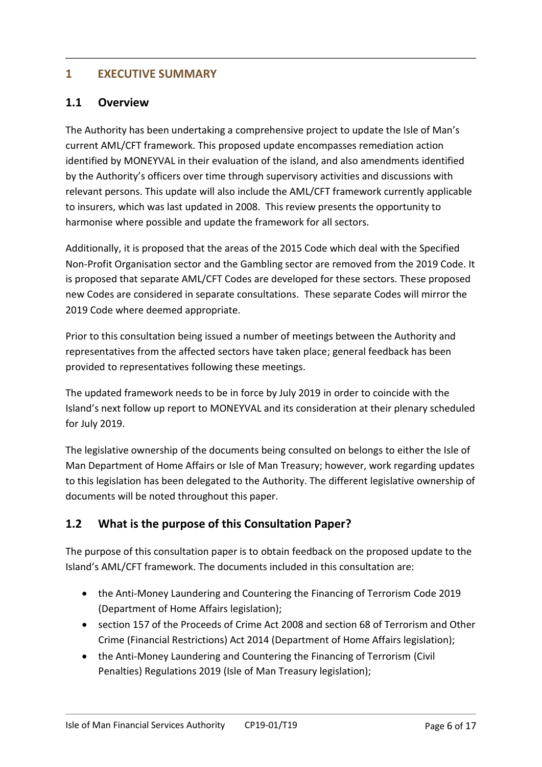## 1 EXECUTIVE SUMMARY

### 1.1 Overview

The Authority has been undertaking a comprehensive project to update the Isle of Man's current AML/CFT framework. This proposed update encompasses remediation action identified by MONEYVAL in their evaluation of the island, and also amendments identified by the Authority's officers over time through supervisory activities and discussions with relevant persons. This update will also include the AML/CFT framework currently applicable to insurers, which was last updated in 2008. This review presents the opportunity to harmonise where possible and update the framework for all sectors.

Additionally, it is proposed that the areas of the 2015 Code which deal with the Specified Non-Profit Organisation sector and the Gambling sector are removed from the 2019 Code. It is proposed that separate AML/CFT Codes are developed for these sectors. These proposed new Codes are considered in separate consultations. These separate Codes will mirror the 2019 Code where deemed appropriate.

Prior to this consultation being issued a number of meetings between the Authority and representatives from the affected sectors have taken place; general feedback has been provided to representatives following these meetings.

The updated framework needs to be in force by July 2019 in order to coincide with the Island's next follow up report to MONEYVAL and its consideration at their plenary scheduled for July 2019.

The legislative ownership of the documents being consulted on belongs to either the Isle of Man Department of Home Affairs or Isle of Man Treasury; however, work regarding updates to this legislation has been delegated to the Authority. The different legislative ownership of documents will be noted throughout this paper.

### 1.2 What is the purpose of this Consultation Paper?

The purpose of this consultation paper is to obtain feedback on the proposed update to the Island's AML/CFT framework. The documents included in this consultation are:

- the Anti-Money Laundering and Countering the Financing of Terrorism Code 2019 (Department of Home Affairs legislation);
- section 157 of the Proceeds of Crime Act 2008 and section 68 of Terrorism and Other Crime (Financial Restrictions) Act 2014 (Department of Home Affairs legislation);
- the Anti-Money Laundering and Countering the Financing of Terrorism (Civil Penalties) Regulations 2019 (Isle of Man Treasury legislation);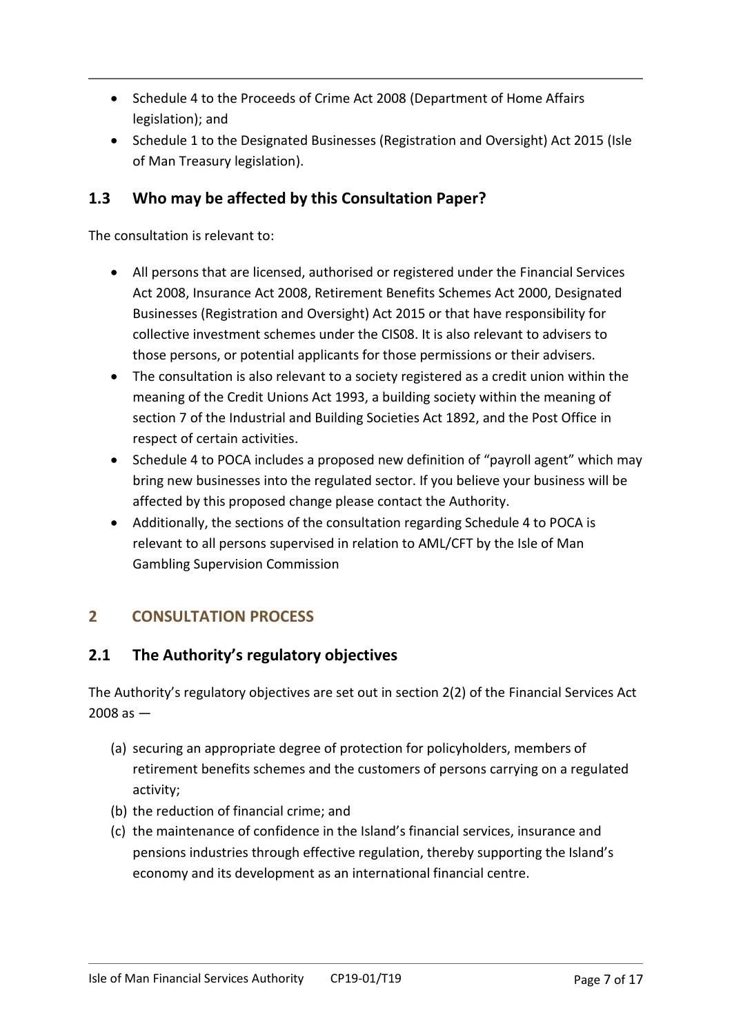- Schedule 4 to the Proceeds of Crime Act 2008 (Department of Home Affairs legislation); and
- Schedule 1 to the Designated Businesses (Registration and Oversight) Act 2015 (Isle of Man Treasury legislation).

## 1.3 Who may be affected by this Consultation Paper?

The consultation is relevant to:

- All persons that are licensed, authorised or registered under the Financial Services Act 2008, Insurance Act 2008, Retirement Benefits Schemes Act 2000, Designated Businesses (Registration and Oversight) Act 2015 or that have responsibility for collective investment schemes under the CIS08. It is also relevant to advisers to those persons, or potential applicants for those permissions or their advisers.
- The consultation is also relevant to a society registered as a credit union within the meaning of the Credit Unions Act 1993, a building society within the meaning of section 7 of the Industrial and Building Societies Act 1892, and the Post Office in respect of certain activities.
- Schedule 4 to POCA includes a proposed new definition of "payroll agent" which may bring new businesses into the regulated sector. If you believe your business will be affected by this proposed change please contact the Authority.
- Additionally, the sections of the consultation regarding Schedule 4 to POCA is relevant to all persons supervised in relation to AML/CFT by the Isle of Man Gambling Supervision Commission

# 2 CONSULTATION PROCESS

## 2.1 The Authority's regulatory objectives

The Authority's regulatory objectives are set out in section 2(2) of the Financial Services Act 2008 as —

(a) securing an appropriate degree of protection for policyholders, members of retirement benefits schemes and the customers of persons carrying on a regulated activity;

(b) the reduction of financial crime; and

(c) the maintenance of confidence in the Island's financial services, insurance and pensions industries through effective regulation, thereby supporting the Island's economy and its development as an international financial centre.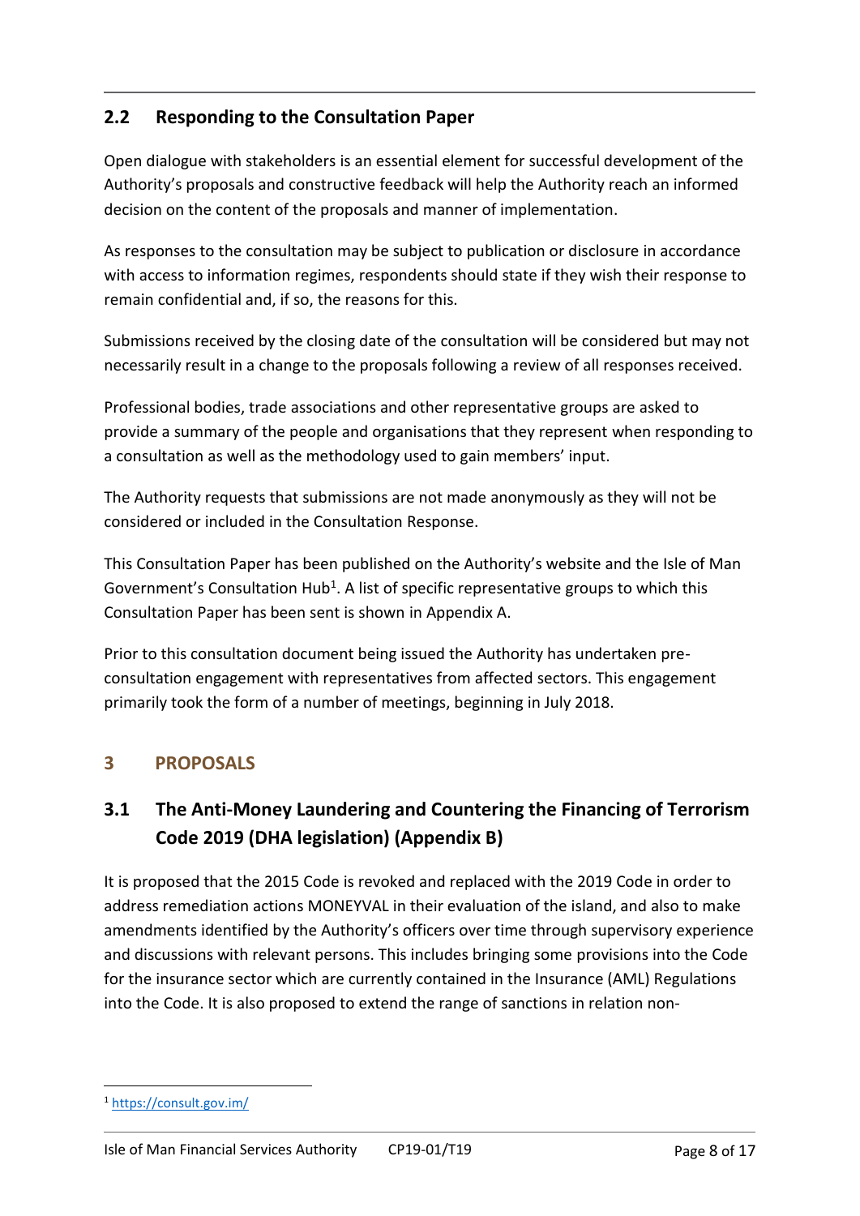## 2.2 Responding to the Consultation Paper

Open dialogue with stakeholders is an essential element for successful development of the Authority's proposals and constructive feedback will help the Authority reach an informed decision on the content of the proposals and manner of implementation.

As responses to the consultation may be subject to publication or disclosure in accordance with access to information regimes, respondents should state if they wish their response to remain confidential and, if so, the reasons for this.

Submissions received by the closing date of the consultation will be considered but may not necessarily result in a change to the proposals following a review of all responses received.

Professional bodies, trade associations and other representative groups are asked to provide a summary of the people and organisations that they represent when responding to a consultation as well as the methodology used to gain members' input.

The Authority requests that submissions are not made anonymously as they will not be considered or included in the Consultation Response.

This Consultation Paper has been published on the Authority's website and the Isle of Man Government's Consultation Hub[1]. A list of specific representative groups to which this Consultation Paper has been sent is shown in Appendix A.

Prior to this consultation document being issued the Authority has undertaken pre-consultation engagement with representatives from affected sectors. This engagement primarily took the form of a number of meetings, beginning in July 2018.

# 3 PROPOSALS

## 3.1 The Anti-Money Laundering and Countering the Financing of Terrorism Code 2019 (DHA legislation) (Appendix B)

It is proposed that the 2015 Code is revoked and replaced with the 2019 Code in order to address remediation actions MONEYVAL in their evaluation of the island, and also to make amendments identified by the Authority's officers over time through supervisory experience and discussions with relevant persons. This includes bringing some provisions into the Code for the insurance sector which are currently contained in the Insurance (AML) Regulations into the Code. It is also proposed to extend the range of sanctions in relation non-

[1] https://consult.gov.im/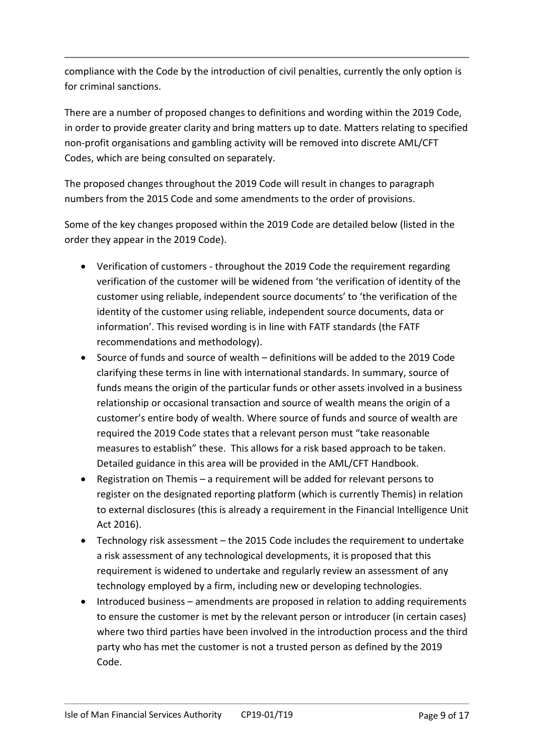compliance with the Code by the introduction of civil penalties, currently the only option is for criminal sanctions.

There are a number of proposed changes to definitions and wording within the 2019 Code, in order to provide greater clarity and bring matters up to date. Matters relating to specified non-profit organisations and gambling activity will be removed into discrete AML/CFT Codes, which are being consulted on separately.

The proposed changes throughout the 2019 Code will result in changes to paragraph numbers from the 2015 Code and some amendments to the order of provisions.

Some of the key changes proposed within the 2019 Code are detailed below (listed in the order they appear in the 2019 Code).

- Verification of customers - throughout the 2019 Code the requirement regarding verification of the customer will be widened from 'the verification of identity of the customer using reliable, independent source documents' to 'the verification of the identity of the customer using reliable, independent source documents, data or information'. This revised wording is in line with FATF standards (the FATF recommendations and methodology).
- Source of funds and source of wealth – definitions will be added to the 2019 Code clarifying these terms in line with international standards. In summary, source of funds means the origin of the particular funds or other assets involved in a business relationship or occasional transaction and source of wealth means the origin of a customer's entire body of wealth. Where source of funds and source of wealth are required the 2019 Code states that a relevant person must "take reasonable measures to establish" these. This allows for a risk based approach to be taken. Detailed guidance in this area will be provided in the AML/CFT Handbook.
- Registration on Themis – a requirement will be added for relevant persons to register on the designated reporting platform (which is currently Themis) in relation to external disclosures (this is already a requirement in the Financial Intelligence Unit Act 2016).
- Technology risk assessment – the 2015 Code includes the requirement to undertake a risk assessment of any technological developments, it is proposed that this requirement is widened to undertake and regularly review an assessment of any technology employed by a firm, including new or developing technologies.
- Introduced business – amendments are proposed in relation to adding requirements to ensure the customer is met by the relevant person or introducer (in certain cases) where two third parties have been involved in the introduction process and the third party who has met the customer is not a trusted person as defined by the 2019 Code.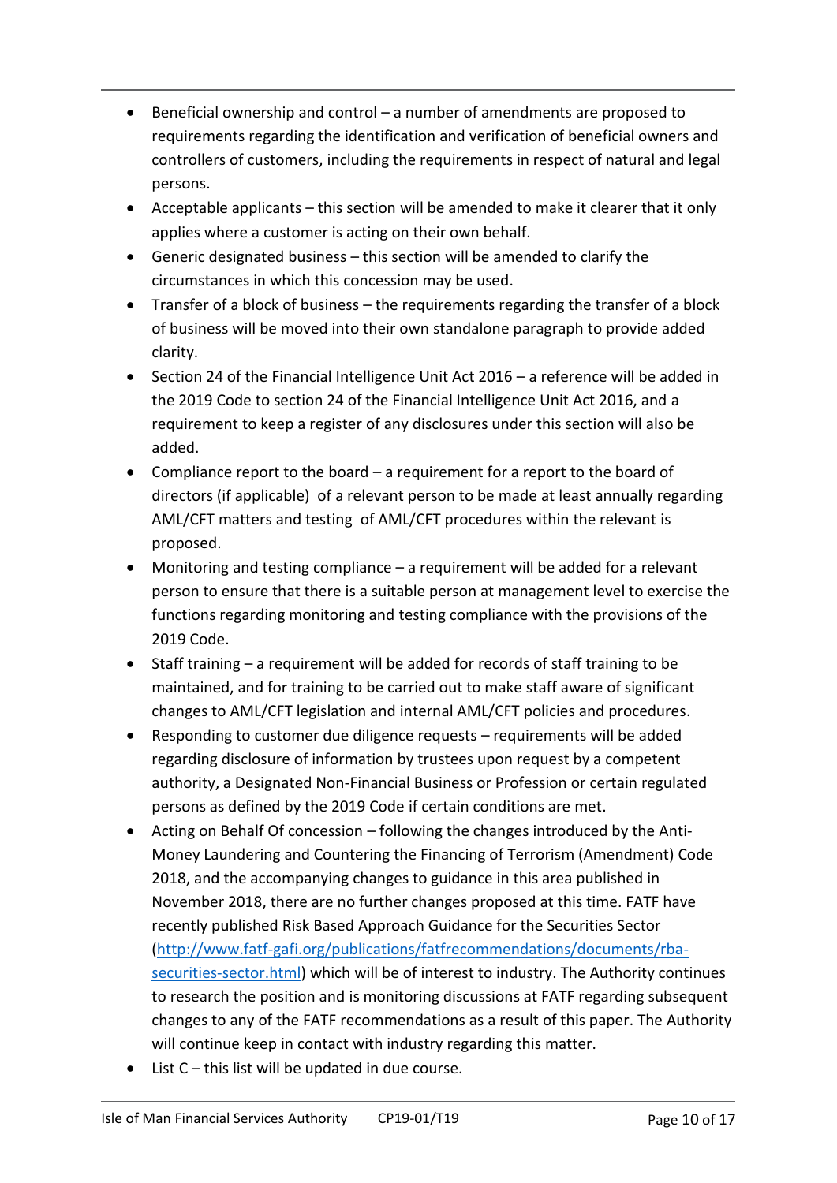- Beneficial ownership and control – a number of amendments are proposed to requirements regarding the identification and verification of beneficial owners and controllers of customers, including the requirements in respect of natural and legal persons.
- Acceptable applicants – this section will be amended to make it clearer that it only applies where a customer is acting on their own behalf.
- Generic designated business – this section will be amended to clarify the circumstances in which this concession may be used.
- Transfer of a block of business – the requirements regarding the transfer of a block of business will be moved into their own standalone paragraph to provide added clarity.
- Section 24 of the Financial Intelligence Unit Act 2016 – a reference will be added in the 2019 Code to section 24 of the Financial Intelligence Unit Act 2016, and a requirement to keep a register of any disclosures under this section will also be added.
- Compliance report to the board – a requirement for a report to the board of directors (if applicable) of a relevant person to be made at least annually regarding AML/CFT matters and testing of AML/CFT procedures within the relevant is proposed.
- Monitoring and testing compliance – a requirement will be added for a relevant person to ensure that there is a suitable person at management level to exercise the functions regarding monitoring and testing compliance with the provisions of the 2019 Code.
- Staff training – a requirement will be added for records of staff training to be maintained, and for training to be carried out to make staff aware of significant changes to AML/CFT legislation and internal AML/CFT policies and procedures.
- Responding to customer due diligence requests – requirements will be added regarding disclosure of information by trustees upon request by a competent authority, a Designated Non-Financial Business or Profession or certain regulated persons as defined by the 2019 Code if certain conditions are met.
- Acting on Behalf Of concession – following the changes introduced by the Anti-Money Laundering and Countering the Financing of Terrorism (Amendment) Code 2018, and the accompanying changes to guidance in this area published in November 2018, there are no further changes proposed at this time. FATF have recently published Risk Based Approach Guidance for the Securities Sector ([http://www.fatf-gafi.org/publications/fatfrecommendations/documents/rba-securities-sector.html](http://www.fatf-gafi.org/publications/fatfrecommendations/documents/rba-securities-sector.html)) which will be of interest to industry. The Authority continues to research the position and is monitoring discussions at FATF regarding subsequent changes to any of the FATF recommendations as a result of this paper. The Authority will continue keep in contact with industry regarding this matter.
- List C – this list will be updated in due course.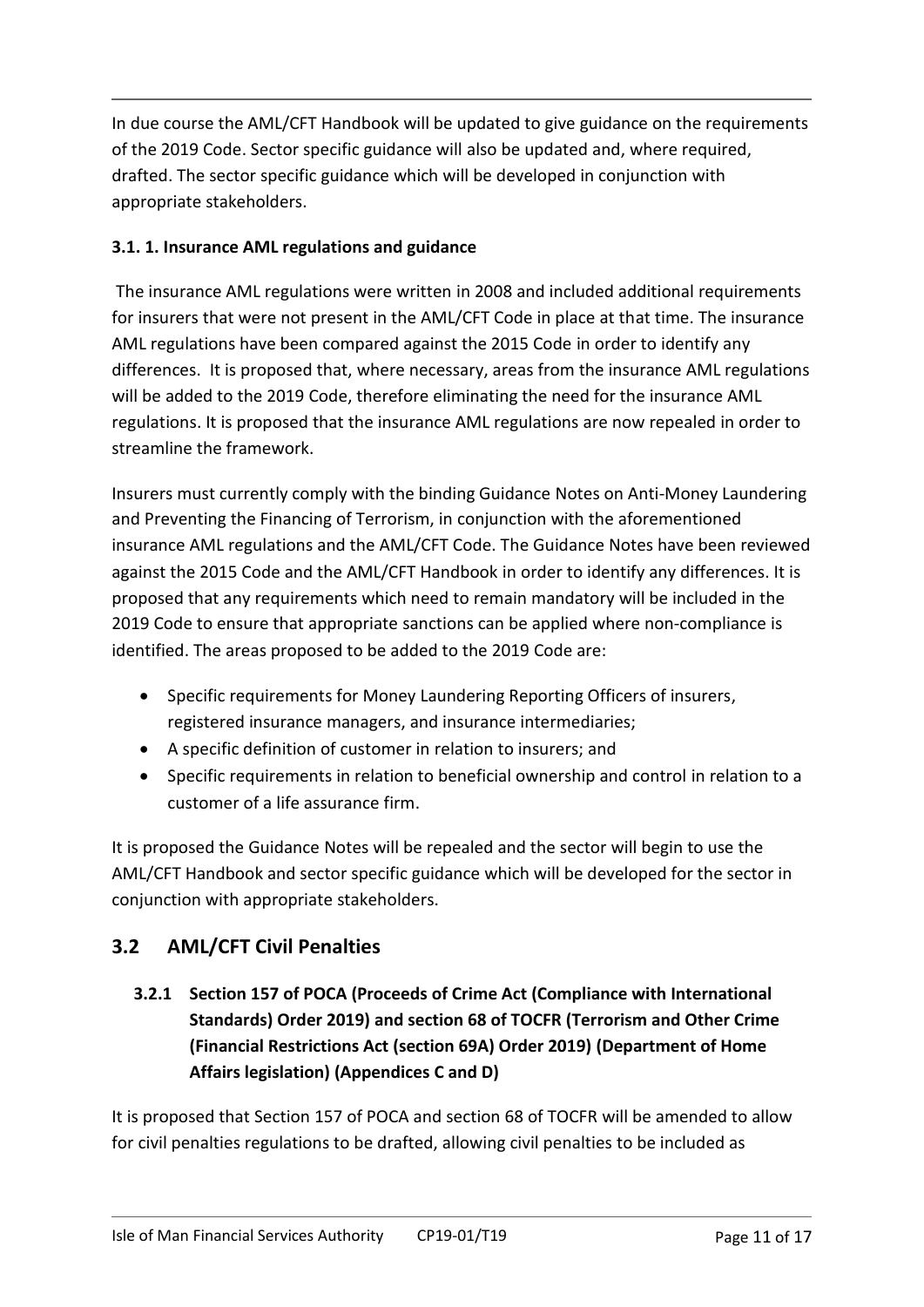In due course the AML/CFT Handbook will be updated to give guidance on the requirements of the 2019 Code. Sector specific guidance will also be updated and, where required, drafted. The sector specific guidance which will be developed in conjunction with appropriate stakeholders.

#### 3.1. 1. Insurance AML regulations and guidance

The insurance AML regulations were written in 2008 and included additional requirements for insurers that were not present in the AML/CFT Code in place at that time. The insurance AML regulations have been compared against the 2015 Code in order to identify any differences. It is proposed that, where necessary, areas from the insurance AML regulations will be added to the 2019 Code, therefore eliminating the need for the insurance AML regulations. It is proposed that the insurance AML regulations are now repealed in order to streamline the framework.

Insurers must currently comply with the binding Guidance Notes on Anti-Money Laundering and Preventing the Financing of Terrorism, in conjunction with the aforementioned insurance AML regulations and the AML/CFT Code. The Guidance Notes have been reviewed against the 2015 Code and the AML/CFT Handbook in order to identify any differences. It is proposed that any requirements which need to remain mandatory will be included in the 2019 Code to ensure that appropriate sanctions can be applied where non-compliance is identified. The areas proposed to be added to the 2019 Code are:

- Specific requirements for Money Laundering Reporting Officers of insurers, registered insurance managers, and insurance intermediaries;
- A specific definition of customer in relation to insurers; and
- Specific requirements in relation to beneficial ownership and control in relation to a customer of a life assurance firm.

It is proposed the Guidance Notes will be repealed and the sector will begin to use the AML/CFT Handbook and sector specific guidance which will be developed for the sector in conjunction with appropriate stakeholders.

## 3.2 AML/CFT Civil Penalties

### 3.2.1 Section 157 of POCA (Proceeds of Crime Act (Compliance with International Standards) Order 2019) and section 68 of TOCFR (Terrorism and Other Crime (Financial Restrictions Act (section 69A) Order 2019) (Department of Home Affairs legislation) (Appendices C and D)

It is proposed that Section 157 of POCA and section 68 of TOCFR will be amended to allow for civil penalties regulations to be drafted, allowing civil penalties to be included as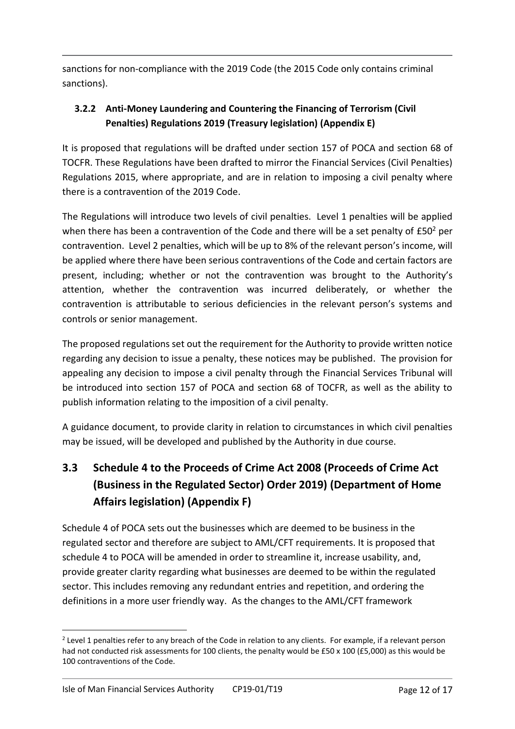sanctions for non-compliance with the 2019 Code (the 2015 Code only contains criminal sanctions).

### 3.2.2 Anti-Money Laundering and Countering the Financing of Terrorism (Civil Penalties) Regulations 2019 (Treasury legislation) (Appendix E)

It is proposed that regulations will be drafted under section 157 of POCA and section 68 of TOCFR. These Regulations have been drafted to mirror the Financial Services (Civil Penalties) Regulations 2015, where appropriate, and are in relation to imposing a civil penalty where there is a contravention of the 2019 Code.

The Regulations will introduce two levels of civil penalties. Level 1 penalties will be applied when there has been a contravention of the Code and there will be a set penalty of £50[2] per contravention. Level 2 penalties, which will be up to 8% of the relevant person's income, will be applied where there have been serious contraventions of the Code and certain factors are present, including; whether or not the contravention was brought to the Authority's attention, whether the contravention was incurred deliberately, or whether the contravention is attributable to serious deficiencies in the relevant person's systems and controls or senior management.

The proposed regulations set out the requirement for the Authority to provide written notice regarding any decision to issue a penalty, these notices may be published. The provision for appealing any decision to impose a civil penalty through the Financial Services Tribunal will be introduced into section 157 of POCA and section 68 of TOCFR, as well as the ability to publish information relating to the imposition of a civil penalty.

A guidance document, to provide clarity in relation to circumstances in which civil penalties may be issued, will be developed and published by the Authority in due course.

## 3.3 Schedule 4 to the Proceeds of Crime Act 2008 (Proceeds of Crime Act (Business in the Regulated Sector) Order 2019) (Department of Home Affairs legislation) (Appendix F)

Schedule 4 of POCA sets out the businesses which are deemed to be business in the regulated sector and therefore are subject to AML/CFT requirements. It is proposed that schedule 4 to POCA will be amended in order to streamline it, increase usability, and, provide greater clarity regarding what businesses are deemed to be within the regulated sector. This includes removing any redundant entries and repetition, and ordering the definitions in a more user friendly way. As the changes to the AML/CFT framework

---

[2] Level 1 penalties refer to any breach of the Code in relation to any clients. For example, if a relevant person had not conducted risk assessments for 100 clients, the penalty would be £50 x 100 (£5,000) as this would be 100 contraventions of the Code.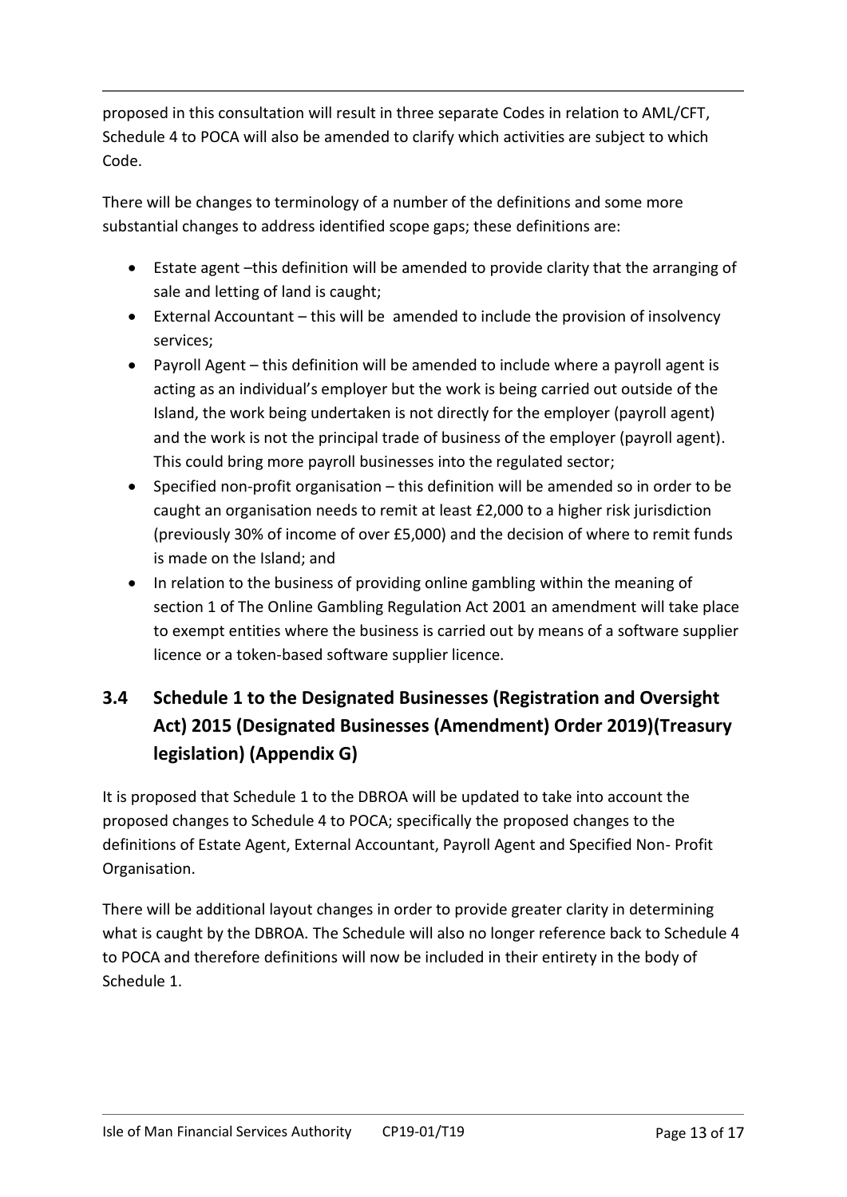proposed in this consultation will result in three separate Codes in relation to AML/CFT, Schedule 4 to POCA will also be amended to clarify which activities are subject to which Code.

There will be changes to terminology of a number of the definitions and some more substantial changes to address identified scope gaps; these definitions are:

- Estate agent –this definition will be amended to provide clarity that the arranging of sale and letting of land is caught;
- External Accountant – this will be amended to include the provision of insolvency services;
- Payroll Agent – this definition will be amended to include where a payroll agent is acting as an individual's employer but the work is being carried out outside of the Island, the work being undertaken is not directly for the employer (payroll agent) and the work is not the principal trade of business of the employer (payroll agent). This could bring more payroll businesses into the regulated sector;
- Specified non-profit organisation – this definition will be amended so in order to be caught an organisation needs to remit at least £2,000 to a higher risk jurisdiction (previously 30% of income of over £5,000) and the decision of where to remit funds is made on the Island; and
- In relation to the business of providing online gambling within the meaning of section 1 of The Online Gambling Regulation Act 2001 an amendment will take place to exempt entities where the business is carried out by means of a software supplier licence or a token-based software supplier licence.

## 3.4 Schedule 1 to the Designated Businesses (Registration and Oversight Act) 2015 (Designated Businesses (Amendment) Order 2019)(Treasury legislation) (Appendix G)

It is proposed that Schedule 1 to the DBROA will be updated to take into account the proposed changes to Schedule 4 to POCA; specifically the proposed changes to the definitions of Estate Agent, External Accountant, Payroll Agent and Specified Non- Profit Organisation.

There will be additional layout changes in order to provide greater clarity in determining what is caught by the DBROA. The Schedule will also no longer reference back to Schedule 4 to POCA and therefore definitions will now be included in their entirety in the body of Schedule 1.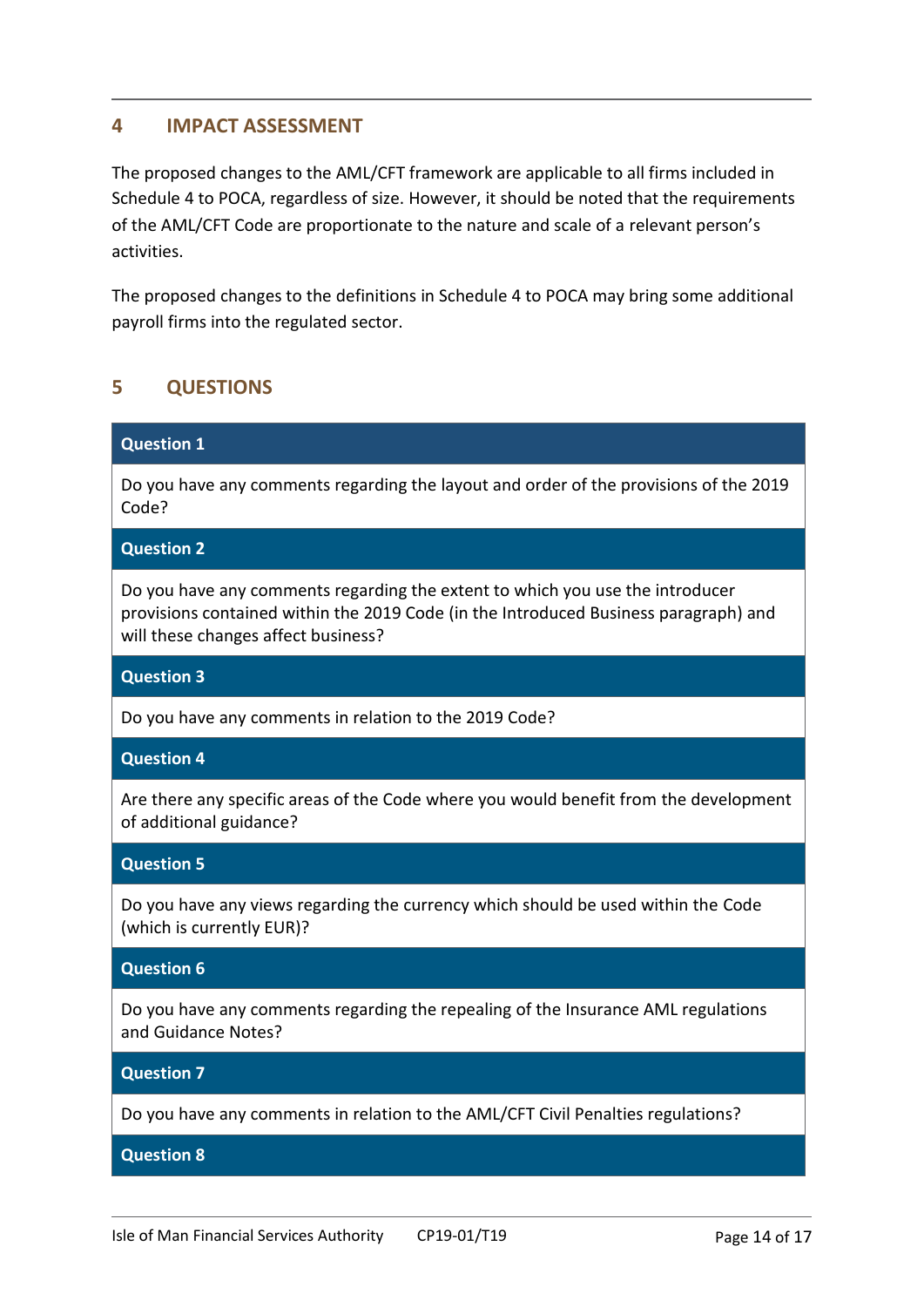## 4 IMPACT ASSESSMENT

The proposed changes to the AML/CFT framework are applicable to all firms included in Schedule 4 to POCA, regardless of size. However, it should be noted that the requirements of the AML/CFT Code are proportionate to the nature and scale of a relevant person's activities.

The proposed changes to the definitions in Schedule 4 to POCA may bring some additional payroll firms into the regulated sector.

## 5 QUESTIONS

| **Question 1** |
|---|
| Do you have any comments regarding the layout and order of the provisions of the 2019 Code? |
| **Question 2** |
| Do you have any comments regarding the extent to which you use the introducer provisions contained within the 2019 Code (in the Introduced Business paragraph) and will these changes affect business? |
| **Question 3** |
| Do you have any comments in relation to the 2019 Code? |
| **Question 4** |
| Are there any specific areas of the Code where you would benefit from the development of additional guidance? |
| **Question 5** |
| Do you have any views regarding the currency which should be used within the Code (which is currently EUR)? |
| **Question 6** |
| Do you have any comments regarding the repealing of the Insurance AML regulations and Guidance Notes? |
| **Question 7** |
| Do you have any comments in relation to the AML/CFT Civil Penalties regulations? |
| **Question 8** |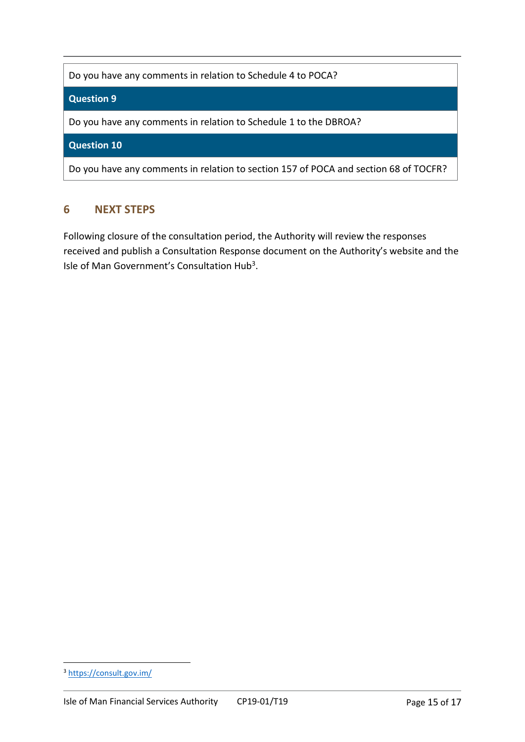| Do you have any comments in relation to Schedule 4 to POCA? |
| --- |
| **Question 9** |
| Do you have any comments in relation to Schedule 1 to the DBROA? |
| **Question 10** |
| Do you have any comments in relation to section 157 of POCA and section 68 of TOCFR? |

## 6 NEXT STEPS

Following closure of the consultation period, the Authority will review the responses received and publish a Consultation Response document on the Authority's website and the Isle of Man Government's Consultation Hub[3].

[3] https://consult.gov.im/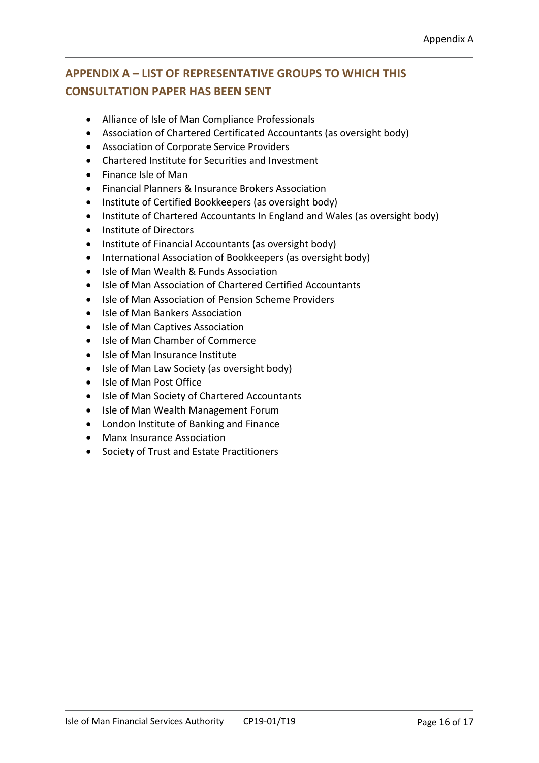## APPENDIX A – LIST OF REPRESENTATIVE GROUPS TO WHICH THIS CONSULTATION PAPER HAS BEEN SENT

- Alliance of Isle of Man Compliance Professionals
- Association of Chartered Certificated Accountants (as oversight body)
- Association of Corporate Service Providers
- Chartered Institute for Securities and Investment
- Finance Isle of Man
- Financial Planners & Insurance Brokers Association
- Institute of Certified Bookkeepers (as oversight body)
- Institute of Chartered Accountants In England and Wales (as oversight body)
- Institute of Directors
- Institute of Financial Accountants (as oversight body)
- International Association of Bookkeepers (as oversight body)
- Isle of Man Wealth & Funds Association
- Isle of Man Association of Chartered Certified Accountants
- Isle of Man Association of Pension Scheme Providers
- Isle of Man Bankers Association
- Isle of Man Captives Association
- Isle of Man Chamber of Commerce
- Isle of Man Insurance Institute
- Isle of Man Law Society (as oversight body)
- Isle of Man Post Office
- Isle of Man Society of Chartered Accountants
- Isle of Man Wealth Management Forum
- London Institute of Banking and Finance
- Manx Insurance Association
- Society of Trust and Estate Practitioners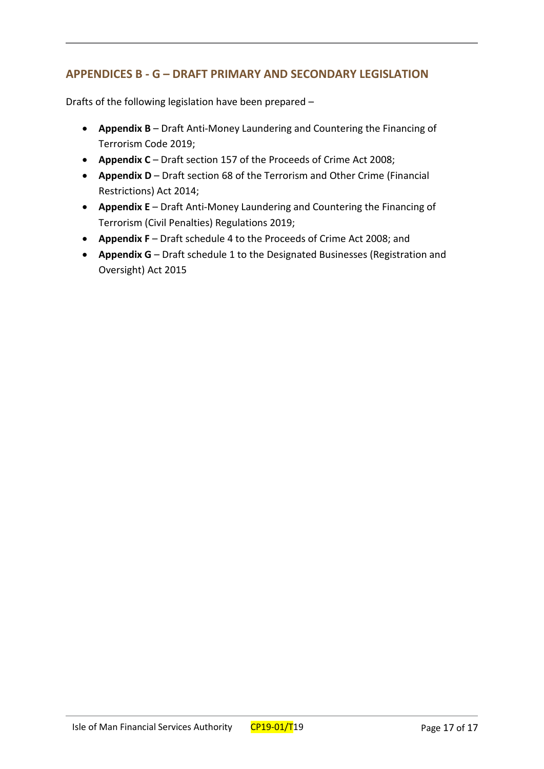## APPENDICES B - G – DRAFT PRIMARY AND SECONDARY LEGISLATION

Drafts of the following legislation have been prepared –

- **Appendix B** – Draft Anti-Money Laundering and Countering the Financing of Terrorism Code 2019;
- **Appendix C** – Draft section 157 of the Proceeds of Crime Act 2008;
- **Appendix D** – Draft section 68 of the Terrorism and Other Crime (Financial Restrictions) Act 2014;
- **Appendix E** – Draft Anti-Money Laundering and Countering the Financing of Terrorism (Civil Penalties) Regulations 2019;
- **Appendix F** – Draft schedule 4 to the Proceeds of Crime Act 2008; and
- **Appendix G** – Draft schedule 1 to the Designated Businesses (Registration and Oversight) Act 2015